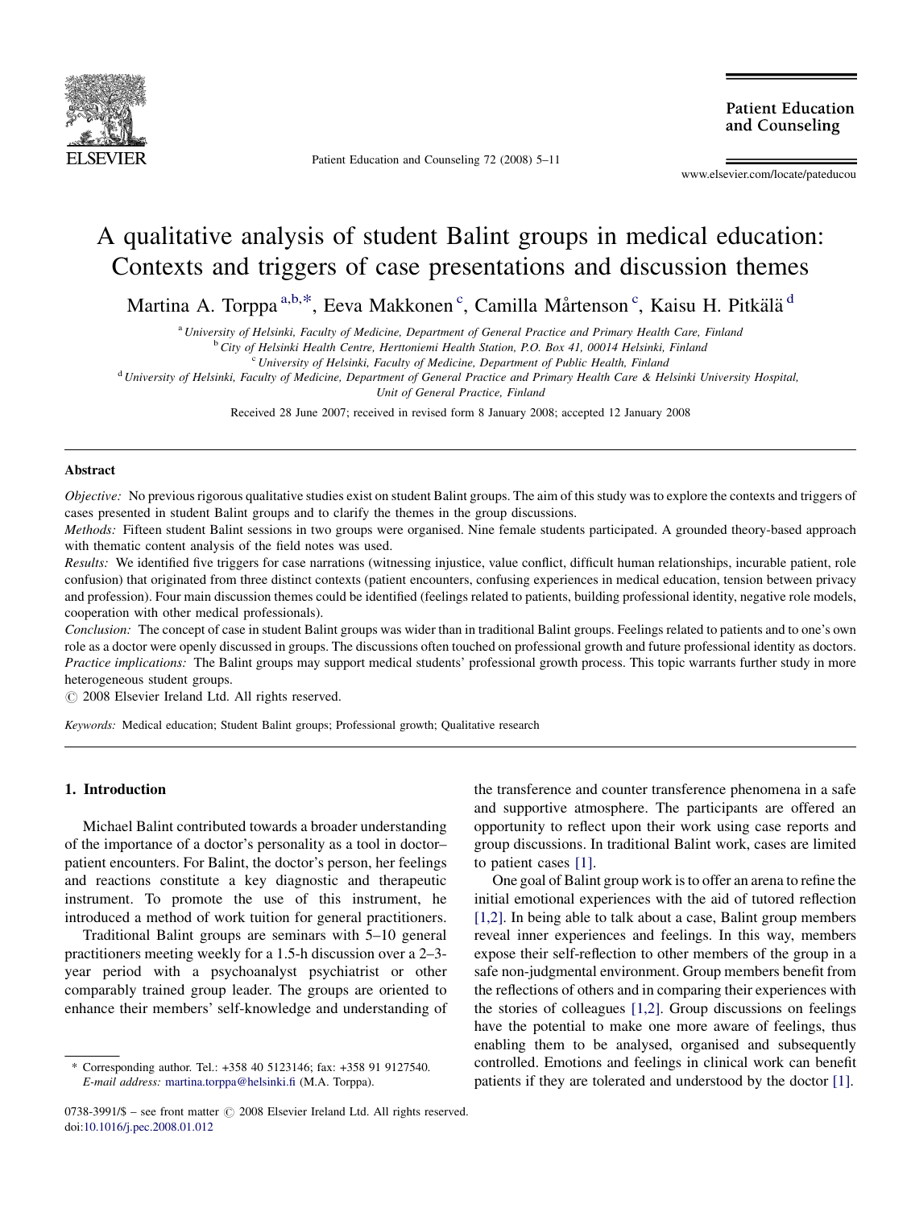# A qualitative analysis of student Balint groups in medical education: Contexts and triggers of case presentations and discussion themes

Martina A. Torppa [a,b,*], Eeva Makkonen [c], Camilla Mårtenson [c], Kaisu H. Pitkälä [d]

[a] *University of Helsinki, Faculty of Medicine, Department of General Practice and Primary Health Care, Finland*

[b] *City of Helsinki Health Centre, Herttoniemi Health Station, P.O. Box 41, 00014 Helsinki, Finland*

[c] *University of Helsinki, Faculty of Medicine, Department of Public Health, Finland*

[d] *University of Helsinki, Faculty of Medicine, Department of General Practice and Primary Health Care & Helsinki University Hospital, Unit of General Practice, Finland*

Received 28 June 2007; received in revised form 8 January 2008; accepted 12 January 2008

## Abstract

*Objective:* No previous rigorous qualitative studies exist on student Balint groups. The aim of this study was to explore the contexts and triggers of cases presented in student Balint groups and to clarify the themes in the group discussions.

*Methods:* Fifteen student Balint sessions in two groups were organised. Nine female students participated. A grounded theory-based approach with thematic content analysis of the field notes was used.

*Results:* We identified five triggers for case narrations (witnessing injustice, value conflict, difficult human relationships, incurable patient, role confusion) that originated from three distinct contexts (patient encounters, confusing experiences in medical education, tension between privacy and profession). Four main discussion themes could be identified (feelings related to patients, building professional identity, negative role models, cooperation with other medical professionals).

*Conclusion:* The concept of case in student Balint groups was wider than in traditional Balint groups. Feelings related to patients and to one's own role as a doctor were openly discussed in groups. The discussions often touched on professional growth and future professional identity as doctors.

*Practice implications:* The Balint groups may support medical students' professional growth process. This topic warrants further study in more heterogeneous student groups.

© 2008 Elsevier Ireland Ltd. All rights reserved.

*Keywords:* Medical education; Student Balint groups; Professional growth; Qualitative research

## 1. Introduction

Michael Balint contributed towards a broader understanding of the importance of a doctor's personality as a tool in doctor–patient encounters. For Balint, the doctor's person, her feelings and reactions constitute a key diagnostic and therapeutic instrument. To promote the use of this instrument, he introduced a method of work tuition for general practitioners.

Traditional Balint groups are seminars with 5–10 general practitioners meeting weekly for a 1.5-h discussion over a 2–3-year period with a psychoanalyst psychiatrist or other comparably trained group leader. The groups are oriented to enhance their members' self-knowledge and understanding of the transference and counter transference phenomena in a safe and supportive atmosphere. The participants are offered an opportunity to reflect upon their work using case reports and group discussions. In traditional Balint work, cases are limited to patient cases [1].

One goal of Balint group work is to offer an arena to refine the initial emotional experiences with the aid of tutored reflection [1,2]. In being able to talk about a case, Balint group members reveal inner experiences and feelings. In this way, members expose their self-reflection to other members of the group in a safe non-judgmental environment. Group members benefit from the reflections of others and in comparing their experiences with the stories of colleagues [1,2]. Group discussions on feelings have the potential to make one more aware of feelings, thus enabling them to be analysed, organised and subsequently controlled. Emotions and feelings in clinical work can benefit patients if they are tolerated and understood by the doctor [1].

* Corresponding author. Tel.: +358 40 5123146; fax: +358 91 9127540.
*E-mail address:* martina.torppa@helsinki.fi (M.A. Torppa).

0738-3991/$ – see front matter © 2008 Elsevier Ireland Ltd. All rights reserved.
doi:10.1016/j.pec.2008.01.012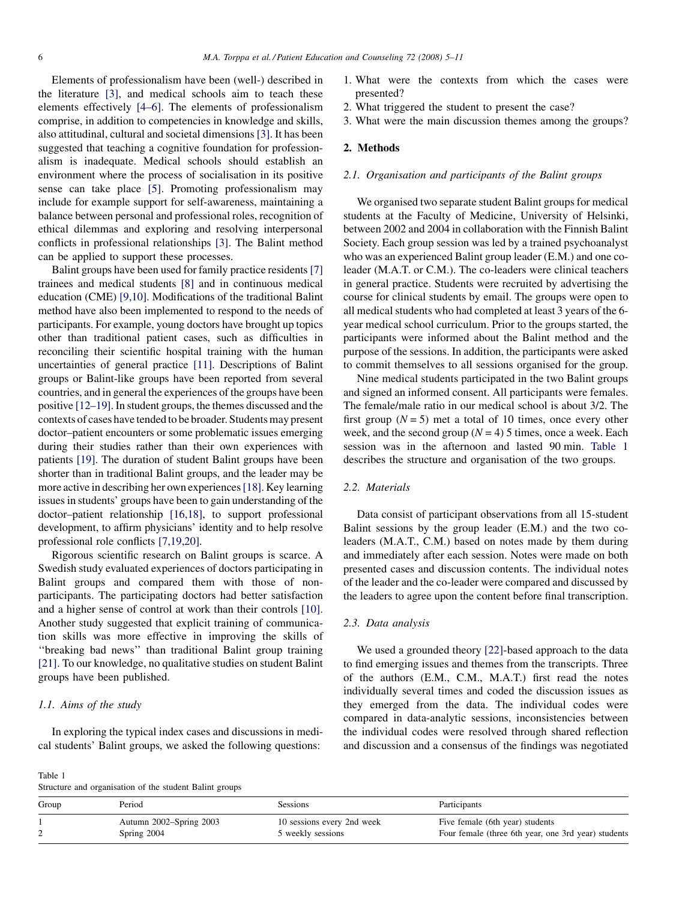Elements of professionalism have been (well-) described in the literature [3], and medical schools aim to teach these elements effectively [4–6]. The elements of professionalism comprise, in addition to competencies in knowledge and skills, also attitudinal, cultural and societal dimensions [3]. It has been suggested that teaching a cognitive foundation for professionalism is inadequate. Medical schools should establish an environment where the process of socialisation in its positive sense can take place [5]. Promoting professionalism may include for example support for self-awareness, maintaining a balance between personal and professional roles, recognition of ethical dilemmas and exploring and resolving interpersonal conflicts in professional relationships [3]. The Balint method can be applied to support these processes.

Balint groups have been used for family practice residents [7] trainees and medical students [8] and in continuous medical education (CME) [9,10]. Modifications of the traditional Balint method have also been implemented to respond to the needs of participants. For example, young doctors have brought up topics other than traditional patient cases, such as difficulties in reconciling their scientific hospital training with the human uncertainties of general practice [11]. Descriptions of Balint groups or Balint-like groups have been reported from several countries, and in general the experiences of the groups have been positive [12–19]. In student groups, the themes discussed and the contexts of cases have tended to be broader. Students may present doctor–patient encounters or some problematic issues emerging during their studies rather than their own experiences with patients [19]. The duration of student Balint groups have been shorter than in traditional Balint groups, and the leader may be more active in describing her own experiences [18]. Key learning issues in students' groups have been to gain understanding of the doctor–patient relationship [16,18], to support professional development, to affirm physicians' identity and to help resolve professional role conflicts [7,19,20].

Rigorous scientific research on Balint groups is scarce. A Swedish study evaluated experiences of doctors participating in Balint groups and compared them with those of non-participants. The participating doctors had better satisfaction and a higher sense of control at work than their controls [10]. Another study suggested that explicit training of communication skills was more effective in improving the skills of ''breaking bad news'' than traditional Balint group training [21]. To our knowledge, no qualitative studies on student Balint groups have been published.

### 1.1. Aims of the study

In exploring the typical index cases and discussions in medical students' Balint groups, we asked the following questions:

1. What were the contexts from which the cases were presented?
2. What triggered the student to present the case?
3. What were the main discussion themes among the groups?

## 2. Methods

### 2.1. Organisation and participants of the Balint groups

We organised two separate student Balint groups for medical students at the Faculty of Medicine, University of Helsinki, between 2002 and 2004 in collaboration with the Finnish Balint Society. Each group session was led by a trained psychoanalyst who was an experienced Balint group leader (E.M.) and one co-leader (M.A.T. or C.M.). The co-leaders were clinical teachers in general practice. Students were recruited by advertising the course for clinical students by email. The groups were open to all medical students who had completed at least 3 years of the 6-year medical school curriculum. Prior to the groups started, the participants were informed about the Balint method and the purpose of the sessions. In addition, the participants were asked to commit themselves to all sessions organised for the group.

Nine medical students participated in the two Balint groups and signed an informed consent. All participants were females. The female/male ratio in our medical school is about 3/2. The first group ($N = 5$) met a total of 10 times, once every other week, and the second group ($N = 4$) 5 times, once a week. Each session was in the afternoon and lasted 90 min. Table 1 describes the structure and organisation of the two groups.

### 2.2. Materials

Data consist of participant observations from all 15-student Balint sessions by the group leader (E.M.) and the two co-leaders (M.A.T., C.M.) based on notes made by them during and immediately after each session. Notes were made on both presented cases and discussion contents. The individual notes of the leader and the co-leader were compared and discussed by the leaders to agree upon the content before final transcription.

### 2.3. Data analysis

We used a grounded theory [22]-based approach to the data to find emerging issues and themes from the transcripts. Three of the authors (E.M., C.M., M.A.T.) first read the notes individually several times and coded the discussion issues as they emerged from the data. The individual codes were compared in data-analytic sessions, inconsistencies between the individual codes were resolved through shared reflection and discussion and a consensus of the findings was negotiated

Table 1
Structure and organisation of the student Balint groups

| Group | Period | Sessions | Participants |
|---|---|---|---|
| 1 | Autumn 2002–Spring 2003 | 10 sessions every 2nd week | Five female (6th year) students |
| 2 | Spring 2004 | 5 weekly sessions | Four female (three 6th year, one 3rd year) students |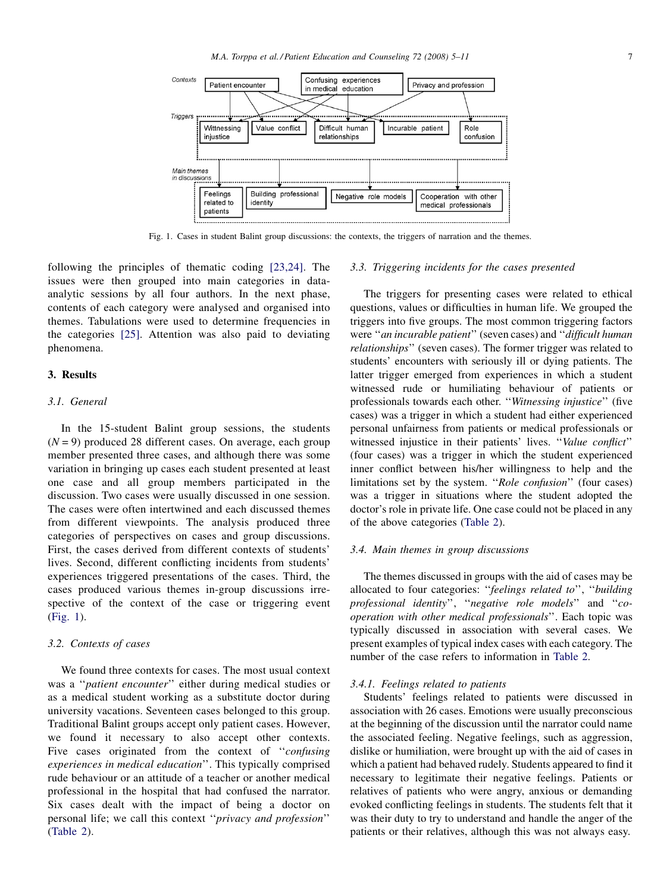Contexts

Patient encounter

Confusing experiences in medical education

Privacy and profession

Triggers

Wittnessing injustice

Value conflict

Difficult human relationships

Incurable patient

Role confusion

Main themes in discussions

Feelings related to patients

Building professional identity

Negative role models

Cooperation with other medical professionals

Fig. 1. Cases in student Balint group discussions: the contexts, the triggers of narration and the themes.

following the principles of thematic coding [23,24]. The issues were then grouped into main categories in data-analytic sessions by all four authors. In the next phase, contents of each category were analysed and organised into themes. Tabulations were used to determine frequencies in the categories [25]. Attention was also paid to deviating phenomena.

## 3. Results

### 3.1. General

In the 15-student Balint group sessions, the students ($N = 9$) produced 28 different cases. On average, each group member presented three cases, and although there was some variation in bringing up cases each student presented at least one case and all group members participated in the discussion. Two cases were usually discussed in one session. The cases were often intertwined and each discussed themes from different viewpoints. The analysis produced three categories of perspectives on cases and group discussions. First, the cases derived from different contexts of students' lives. Second, different conflicting incidents from students' experiences triggered presentations of the cases. Third, the cases produced various themes in-group discussions irrespective of the context of the case or triggering event (Fig. 1).

### 3.2. Contexts of cases

We found three contexts for cases. The most usual context was a ''*patient encounter*'' either during medical studies or as a medical student working as a substitute doctor during university vacations. Seventeen cases belonged to this group. Traditional Balint groups accept only patient cases. However, we found it necessary to also accept other contexts. Five cases originated from the context of ''*confusing experiences in medical education*''. This typically comprised rude behaviour or an attitude of a teacher or another medical professional in the hospital that had confused the narrator. Six cases dealt with the impact of being a doctor on personal life; we call this context ''*privacy and profession*'' (Table 2).

### 3.3. Triggering incidents for the cases presented

The triggers for presenting cases were related to ethical questions, values or difficulties in human life. We grouped the triggers into five groups. The most common triggering factors were ''*an incurable patient*'' (seven cases) and ''*difficult human relationships*'' (seven cases). The former trigger was related to students' encounters with seriously ill or dying patients. The latter trigger emerged from experiences in which a student witnessed rude or humiliating behaviour of patients or professionals towards each other. ''*Witnessing injustice*'' (five cases) was a trigger in which a student had either experienced personal unfairness from patients or medical professionals or witnessed injustice in their patients' lives. ''*Value conflict*'' (four cases) was a trigger in which the student experienced inner conflict between his/her willingness to help and the limitations set by the system. ''*Role confusion*'' (four cases) was a trigger in situations where the student adopted the doctor's role in private life. One case could not be placed in any of the above categories (Table 2).

### 3.4. Main themes in group discussions

The themes discussed in groups with the aid of cases may be allocated to four categories: ''*feelings related to*'', ''*building professional identity*'', ''*negative role models*'' and ''*co-operation with other medical professionals*''. Each topic was typically discussed in association with several cases. We present examples of typical index cases with each category. The number of the case refers to information in Table 2.

#### 3.4.1. Feelings related to patients

Students' feelings related to patients were discussed in association with 26 cases. Emotions were usually preconscious at the beginning of the discussion until the narrator could name the associated feeling. Negative feelings, such as aggression, dislike or humiliation, were brought up with the aid of cases in which a patient had behaved rudely. Students appeared to find it necessary to legitimate their negative feelings. Patients or relatives of patients who were angry, anxious or demanding evoked conflicting feelings in students. The students felt that it was their duty to try to understand and handle the anger of the patients or their relatives, although this was not always easy.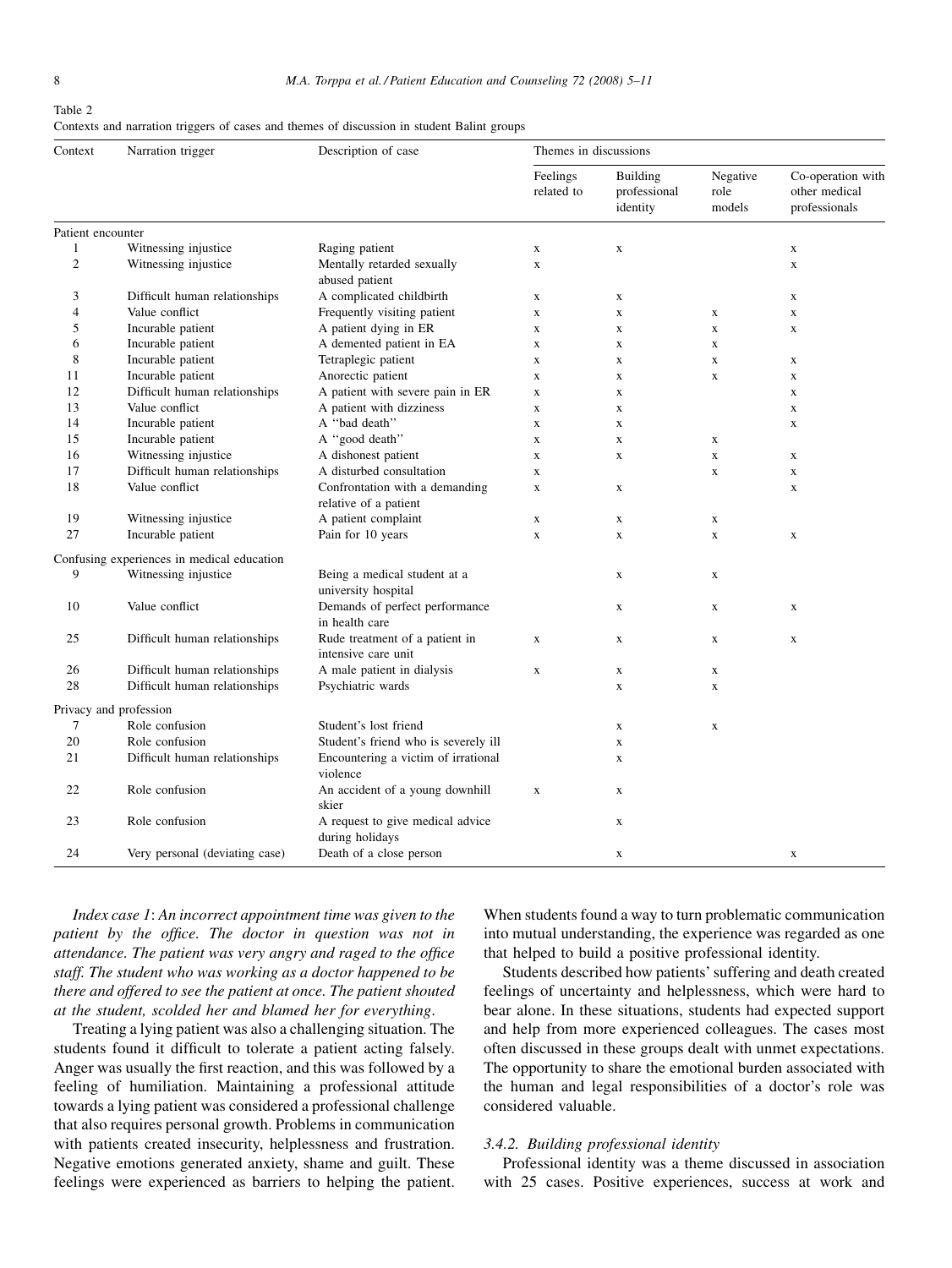Table 2
Contexts and narration triggers of cases and themes of discussion in student Balint groups

| Context | Narration trigger | Description of case | Themes in discussions | | | |
|---|---|---|---|---|---|---|
| | | | Feelings related to | Building professional identity | Negative role models | Co-operation with other medical professionals |
| Patient encounter | | | | | | |
| 1 | Witnessing injustice | Raging patient | x | x | | x |
| 2 | Witnessing injustice | Mentally retarded sexually abused patient | x | | | x |
| 3 | Difficult human relationships | A complicated childbirth | x | x | | x |
| 4 | Value conflict | Frequently visiting patient | x | x | x | x |
| 5 | Incurable patient | A patient dying in ER | x | x | x | x |
| 6 | Incurable patient | A demented patient in EA | x | x | x | |
| 8 | Incurable patient | Tetraplegic patient | x | x | x | x |
| 11 | Incurable patient | Anorectic patient | x | x | x | x |
| 12 | Difficult human relationships | A patient with severe pain in ER | x | x | | x |
| 13 | Value conflict | A patient with dizziness | x | x | | x |
| 14 | Incurable patient | A "bad death" | x | x | | x |
| 15 | Incurable patient | A "good death" | x | x | x | |
| 16 | Witnessing injustice | A dishonest patient | x | x | x | x |
| 17 | Difficult human relationships | A disturbed consultation | x | | x | x |
| 18 | Value conflict | Confrontation with a demanding relative of a patient | x | x | | x |
| 19 | Witnessing injustice | A patient complaint | x | x | x | |
| 27 | Incurable patient | Pain for 10 years | x | x | x | x |
| Confusing experiences in medical education | | | | | | |
| 9 | Witnessing injustice | Being a medical student at a university hospital | | x | x | |
| 10 | Value conflict | Demands of perfect performance in health care | | x | x | x |
| 25 | Difficult human relationships | Rude treatment of a patient in intensive care unit | x | x | x | x |
| 26 | Difficult human relationships | A male patient in dialysis | x | x | x | |
| 28 | Difficult human relationships | Psychiatric wards | | x | x | |
| Privacy and profession | | | | | | |
| 7 | Role confusion | Student's lost friend | | x | x | |
| 20 | Role confusion | Student's friend who is severely ill | | x | | |
| 21 | Difficult human relationships | Encountering a victim of irrational violence | | x | | |
| 22 | Role confusion | An accident of a young downhill skier | x | x | | |
| 23 | Role confusion | A request to give medical advice during holidays | | x | | |
| 24 | Very personal (deviating case) | Death of a close person | | x | | x |

*Index case 1*: *An incorrect appointment time was given to the patient by the office. The doctor in question was not in attendance. The patient was very angry and raged to the office staff. The student who was working as a doctor happened to be there and offered to see the patient at once. The patient shouted at the student, scolded her and blamed her for everything.*

Treating a lying patient was also a challenging situation. The students found it difficult to tolerate a patient acting falsely. Anger was usually the first reaction, and this was followed by a feeling of humiliation. Maintaining a professional attitude towards a lying patient was considered a professional challenge that also requires personal growth. Problems in communication with patients created insecurity, helplessness and frustration. Negative emotions generated anxiety, shame and guilt. These feelings were experienced as barriers to helping the patient. When students found a way to turn problematic communication into mutual understanding, the experience was regarded as one that helped to build a positive professional identity.

Students described how patients' suffering and death created feelings of uncertainty and helplessness, which were hard to bear alone. In these situations, students had expected support and help from more experienced colleagues. The cases most often discussed in these groups dealt with unmet expectations. The opportunity to share the emotional burden associated with the human and legal responsibilities of a doctor's role was considered valuable.

### 3.4.2. Building professional identity

Professional identity was a theme discussed in association with 25 cases. Positive experiences, success at work and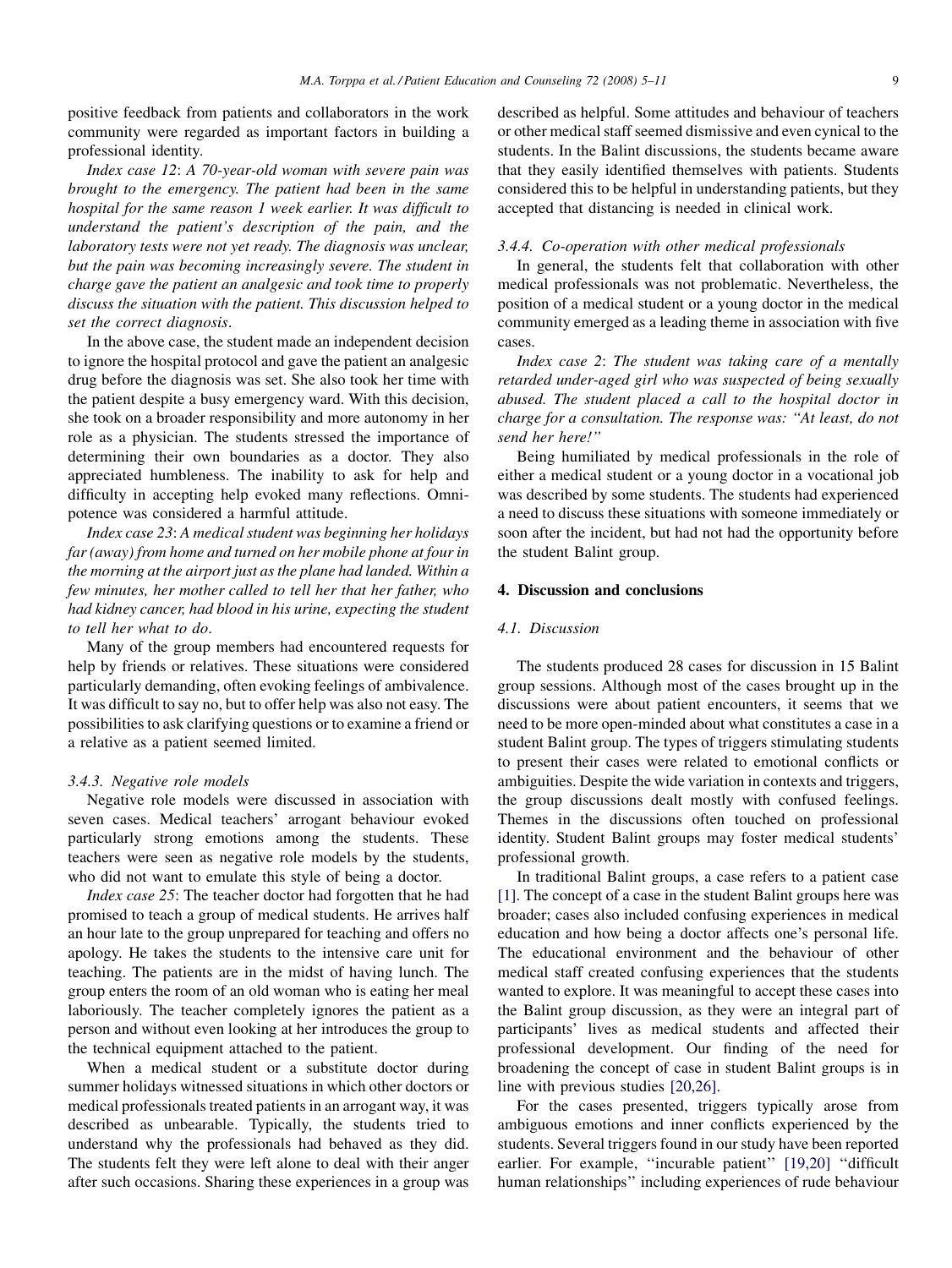positive feedback from patients and collaborators in the work community were regarded as important factors in building a professional identity.

*Index case 12*: *A 70-year-old woman with severe pain was brought to the emergency. The patient had been in the same hospital for the same reason 1 week earlier. It was difficult to understand the patient's description of the pain, and the laboratory tests were not yet ready. The diagnosis was unclear, but the pain was becoming increasingly severe. The student in charge gave the patient an analgesic and took time to properly discuss the situation with the patient. This discussion helped to set the correct diagnosis.*

In the above case, the student made an independent decision to ignore the hospital protocol and gave the patient an analgesic drug before the diagnosis was set. She also took her time with the patient despite a busy emergency ward. With this decision, she took on a broader responsibility and more autonomy in her role as a physician. The students stressed the importance of determining their own boundaries as a doctor. They also appreciated humbleness. The inability to ask for help and difficulty in accepting help evoked many reflections. Omnipotence was considered a harmful attitude.

*Index case 23*: *A medical student was beginning her holidays far (away) from home and turned on her mobile phone at four in the morning at the airport just as the plane had landed. Within a few minutes, her mother called to tell her that her father, who had kidney cancer, had blood in his urine, expecting the student to tell her what to do.*

Many of the group members had encountered requests for help by friends or relatives. These situations were considered particularly demanding, often evoking feelings of ambivalence. It was difficult to say no, but to offer help was also not easy. The possibilities to ask clarifying questions or to examine a friend or a relative as a patient seemed limited.

### 3.4.3. Negative role models

Negative role models were discussed in association with seven cases. Medical teachers' arrogant behaviour evoked particularly strong emotions among the students. These teachers were seen as negative role models by the students, who did not want to emulate this style of being a doctor.

*Index case 25*: The teacher doctor had forgotten that he had promised to teach a group of medical students. He arrives half an hour late to the group unprepared for teaching and offers no apology. He takes the students to the intensive care unit for teaching. The patients are in the midst of having lunch. The group enters the room of an old woman who is eating her meal laboriously. The teacher completely ignores the patient as a person and without even looking at her introduces the group to the technical equipment attached to the patient.

When a medical student or a substitute doctor during summer holidays witnessed situations in which other doctors or medical professionals treated patients in an arrogant way, it was described as unbearable. Typically, the students tried to understand why the professionals had behaved as they did. The students felt they were left alone to deal with their anger after such occasions. Sharing these experiences in a group was described as helpful. Some attitudes and behaviour of teachers or other medical staff seemed dismissive and even cynical to the students. In the Balint discussions, the students became aware that they easily identified themselves with patients. Students considered this to be helpful in understanding patients, but they accepted that distancing is needed in clinical work.

### 3.4.4. Co-operation with other medical professionals

In general, the students felt that collaboration with other medical professionals was not problematic. Nevertheless, the position of a medical student or a young doctor in the medical community emerged as a leading theme in association with five cases.

*Index case 2*: *The student was taking care of a mentally retarded under-aged girl who was suspected of being sexually abused. The student placed a call to the hospital doctor in charge for a consultation. The response was: "At least, do not send her here!"*

Being humiliated by medical professionals in the role of either a medical student or a young doctor in a vocational job was described by some students. The students had experienced a need to discuss these situations with someone immediately or soon after the incident, but had not had the opportunity before the student Balint group.

## 4. Discussion and conclusions

### 4.1. Discussion

The students produced 28 cases for discussion in 15 Balint group sessions. Although most of the cases brought up in the discussions were about patient encounters, it seems that we need to be more open-minded about what constitutes a case in a student Balint group. The types of triggers stimulating students to present their cases were related to emotional conflicts or ambiguities. Despite the wide variation in contexts and triggers, the group discussions dealt mostly with confused feelings. Themes in the discussions often touched on professional identity. Student Balint groups may foster medical students' professional growth.

In traditional Balint groups, a case refers to a patient case [1]. The concept of a case in the student Balint groups here was broader; cases also included confusing experiences in medical education and how being a doctor affects one's personal life. The educational environment and the behaviour of other medical staff created confusing experiences that the students wanted to explore. It was meaningful to accept these cases into the Balint group discussion, as they were an integral part of participants' lives as medical students and affected their professional development. Our finding of the need for broadening the concept of case in student Balint groups is in line with previous studies [20,26].

For the cases presented, triggers typically arose from ambiguous emotions and inner conflicts experienced by the students. Several triggers found in our study have been reported earlier. For example, "incurable patient" [19,20] "difficult human relationships" including experiences of rude behaviour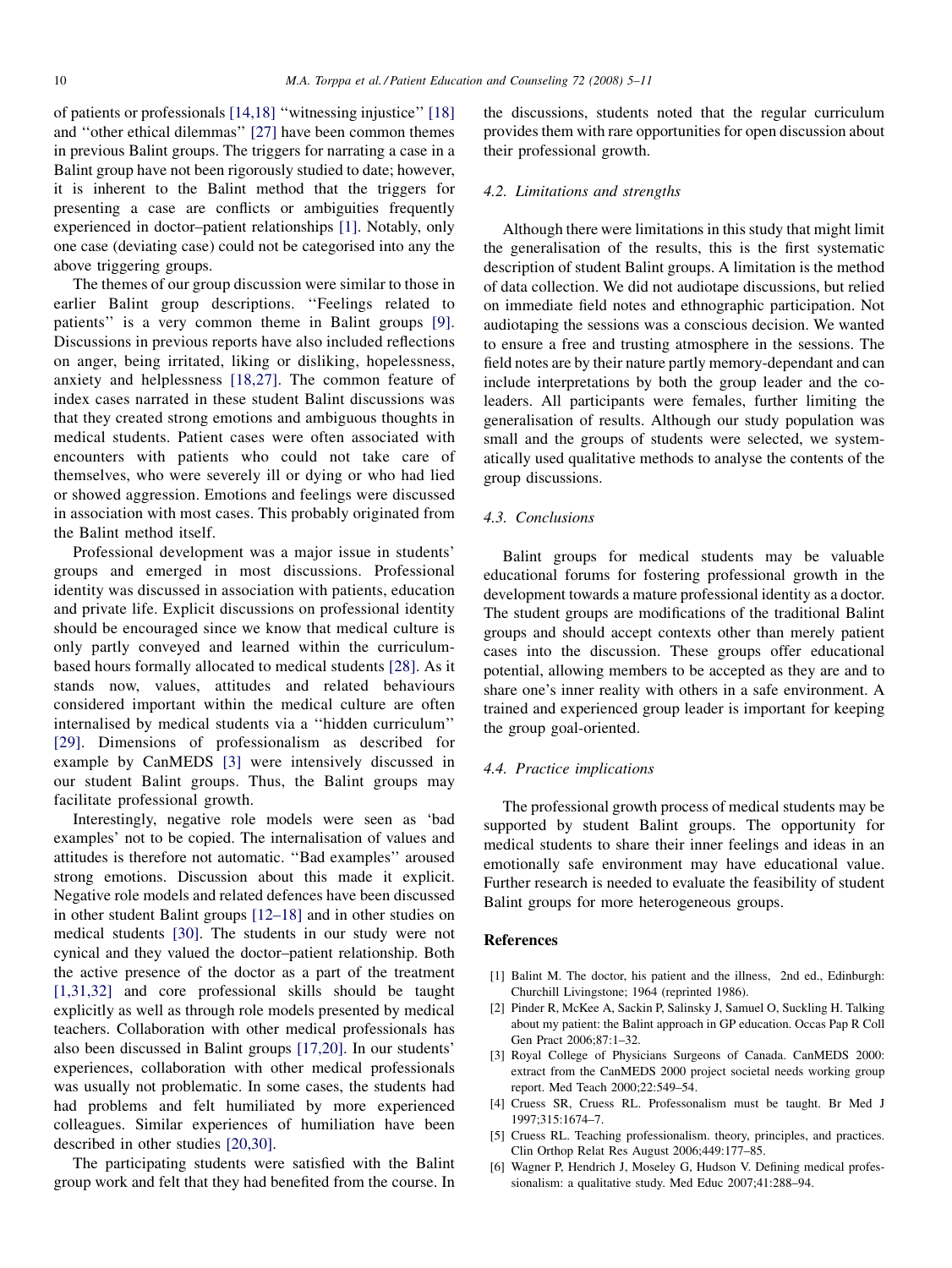of patients or professionals [14,18] ''witnessing injustice'' [18] and ''other ethical dilemmas'' [27] have been common themes in previous Balint groups. The triggers for narrating a case in a Balint group have not been rigorously studied to date; however, it is inherent to the Balint method that the triggers for presenting a case are conflicts or ambiguities frequently experienced in doctor–patient relationships [1]. Notably, only one case (deviating case) could not be categorised into any the above triggering groups.

The themes of our group discussion were similar to those in earlier Balint group descriptions. ''Feelings related to patients'' is a very common theme in Balint groups [9]. Discussions in previous reports have also included reflections on anger, being irritated, liking or disliking, hopelessness, anxiety and helplessness [18,27]. The common feature of index cases narrated in these student Balint discussions was that they created strong emotions and ambiguous thoughts in medical students. Patient cases were often associated with encounters with patients who could not take care of themselves, who were severely ill or dying or who had lied or showed aggression. Emotions and feelings were discussed in association with most cases. This probably originated from the Balint method itself.

Professional development was a major issue in students' groups and emerged in most discussions. Professional identity was discussed in association with patients, education and private life. Explicit discussions on professional identity should be encouraged since we know that medical culture is only partly conveyed and learned within the curriculum-based hours formally allocated to medical students [28]. As it stands now, values, attitudes and related behaviours considered important within the medical culture are often internalised by medical students via a ''hidden curriculum'' [29]. Dimensions of professionalism as described for example by CanMEDS [3] were intensively discussed in our student Balint groups. Thus, the Balint groups may facilitate professional growth.

Interestingly, negative role models were seen as 'bad examples' not to be copied. The internalisation of values and attitudes is therefore not automatic. ''Bad examples'' aroused strong emotions. Discussion about this made it explicit. Negative role models and related defences have been discussed in other student Balint groups [12–18] and in other studies on medical students [30]. The students in our study were not cynical and they valued the doctor–patient relationship. Both the active presence of the doctor as a part of the treatment [1,31,32] and core professional skills should be taught explicitly as well as through role models presented by medical teachers. Collaboration with other medical professionals has also been discussed in Balint groups [17,20]. In our students' experiences, collaboration with other medical professionals was usually not problematic. In some cases, the students had had problems and felt humiliated by more experienced colleagues. Similar experiences of humiliation have been described in other studies [20,30].

The participating students were satisfied with the Balint group work and felt that they had benefited from the course. In the discussions, students noted that the regular curriculum provides them with rare opportunities for open discussion about their professional growth.

### 4.2. Limitations and strengths

Although there were limitations in this study that might limit the generalisation of the results, this is the first systematic description of student Balint groups. A limitation is the method of data collection. We did not audiotape discussions, but relied on immediate field notes and ethnographic participation. Not audiotaping the sessions was a conscious decision. We wanted to ensure a free and trusting atmosphere in the sessions. The field notes are by their nature partly memory-dependant and can include interpretations by both the group leader and the co-leaders. All participants were females, further limiting the generalisation of results. Although our study population was small and the groups of students were selected, we systematically used qualitative methods to analyse the contents of the group discussions.

### 4.3. Conclusions

Balint groups for medical students may be valuable educational forums for fostering professional growth in the development towards a mature professional identity as a doctor. The student groups are modifications of the traditional Balint groups and should accept contexts other than merely patient cases into the discussion. These groups offer educational potential, allowing members to be accepted as they are and to share one's inner reality with others in a safe environment. A trained and experienced group leader is important for keeping the group goal-oriented.

### 4.4. Practice implications

The professional growth process of medical students may be supported by student Balint groups. The opportunity for medical students to share their inner feelings and ideas in an emotionally safe environment may have educational value. Further research is needed to evaluate the feasibility of student Balint groups for more heterogeneous groups.

## References

[1] Balint M. The doctor, his patient and the illness, 2nd ed., Edinburgh: Churchill Livingstone; 1964 (reprinted 1986).

[2] Pinder R, McKee A, Sackin P, Salinsky J, Samuel O, Suckling H. Talking about my patient: the Balint approach in GP education. Occas Pap R Coll Gen Pract 2006;87:1–32.

[3] Royal College of Physicians Surgeons of Canada. CanMEDS 2000: extract from the CanMEDS 2000 project societal needs working group report. Med Teach 2000;22:549–54.

[4] Cruess SR, Cruess RL. Professonalism must be taught. Br Med J 1997;315:1674–7.

[5] Cruess RL. Teaching professionalism. theory, principles, and practices. Clin Orthop Relat Res August 2006;449:177–85.

[6] Wagner P, Hendrich J, Moseley G, Hudson V. Defining medical professionalism: a qualitative study. Med Educ 2007;41:288–94.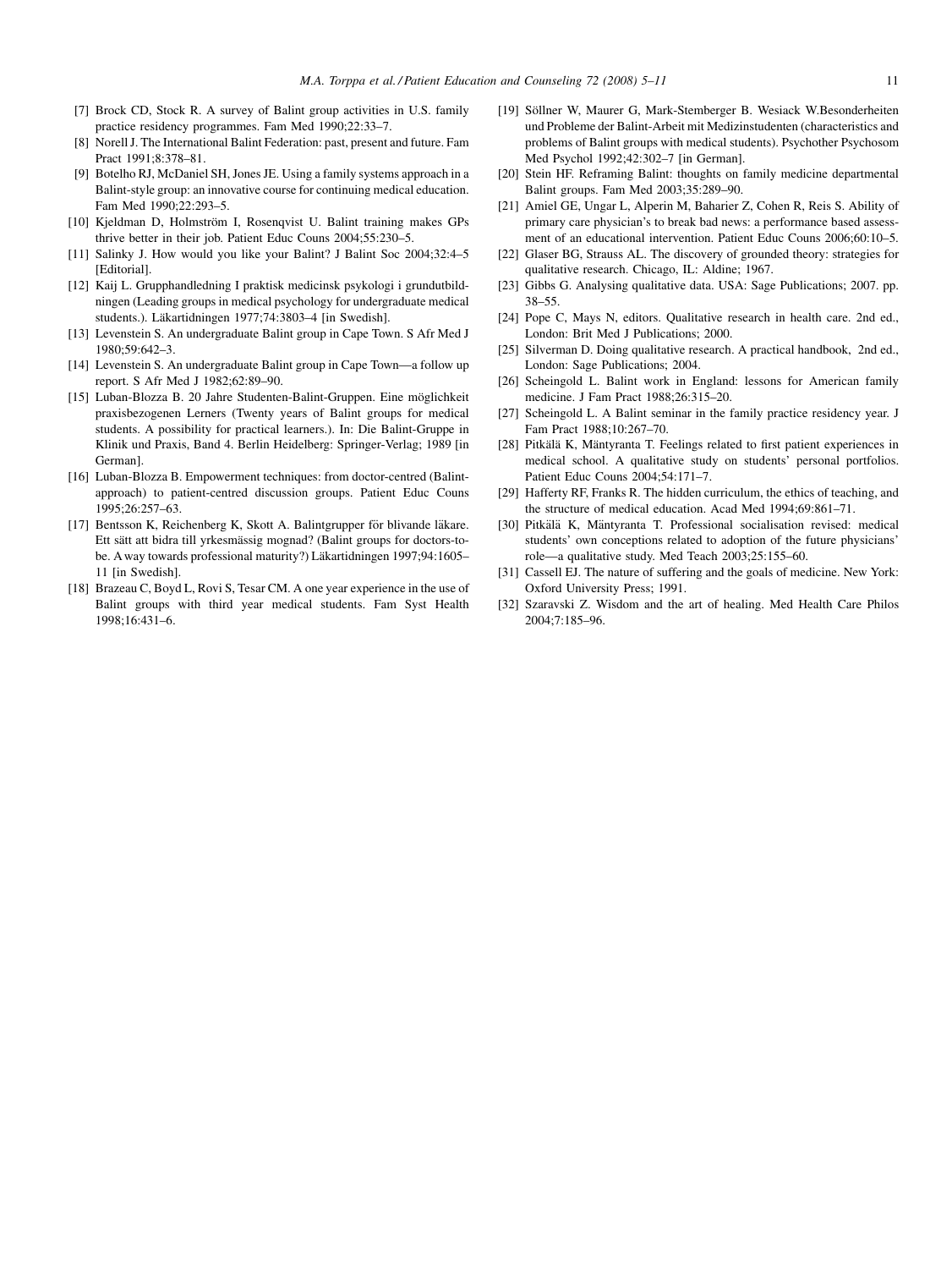[7] Brock CD, Stock R. A survey of Balint group activities in U.S. family practice residency programmes. Fam Med 1990;22:33–7.

[8] Norell J. The International Balint Federation: past, present and future. Fam Pract 1991;8:378–81.

[9] Botelho RJ, McDaniel SH, Jones JE. Using a family systems approach in a Balint-style group: an innovative course for continuing medical education. Fam Med 1990;22:293–5.

[10] Kjeldman D, Holmström I, Rosenqvist U. Balint training makes GPs thrive better in their job. Patient Educ Couns 2004;55:230–5.

[11] Salinky J. How would you like your Balint? J Balint Soc 2004;32:4–5 [Editorial].

[12] Kaij L. Grupphandledning I praktisk medicinsk psykologi i grundutbildningen (Leading groups in medical psychology for undergraduate medical students.). Läkartidningen 1977;74:3803–4 [in Swedish].

[13] Levenstein S. An undergraduate Balint group in Cape Town. S Afr Med J 1980;59:642–3.

[14] Levenstein S. An undergraduate Balint group in Cape Town—a follow up report. S Afr Med J 1982;62:89–90.

[15] Luban-Blozza B. 20 Jahre Studenten-Balint-Gruppen. Eine möglichkeit praxisbezogenen Lerners (Twenty years of Balint groups for medical students. A possibility for practical learners.). In: Die Balint-Gruppe in Klinik und Praxis, Band 4. Berlin Heidelberg: Springer-Verlag; 1989 [in German].

[16] Luban-Blozza B. Empowerment techniques: from doctor-centred (Balint-approach) to patient-centred discussion groups. Patient Educ Couns 1995;26:257–63.

[17] Bentsson K, Reichenberg K, Skott A. Balintgrupper för blivande läkare. Ett sätt att bidra till yrkesmässig mognad? (Balint groups for doctors-to-be. A way towards professional maturity?) Läkartidningen 1997;94:1605–11 [in Swedish].

[18] Brazeau C, Boyd L, Rovi S, Tesar CM. A one year experience in the use of Balint groups with third year medical students. Fam Syst Health 1998;16:431–6.

[19] Söllner W, Maurer G, Mark-Stemberger B. Wesiack W.Besonderheiten und Probleme der Balint-Arbeit mit Medizinstudenten (characteristics and problems of Balint groups with medical students). Psychother Psychosom Med Psychol 1992;42:302–7 [in German].

[20] Stein HF. Reframing Balint: thoughts on family medicine departmental Balint groups. Fam Med 2003;35:289–90.

[21] Amiel GE, Ungar L, Alperin M, Baharier Z, Cohen R, Reis S. Ability of primary care physician's to break bad news: a performance based assessment of an educational intervention. Patient Educ Couns 2006;60:10–5.

[22] Glaser BG, Strauss AL. The discovery of grounded theory: strategies for qualitative research. Chicago, IL: Aldine; 1967.

[23] Gibbs G. Analysing qualitative data. USA: Sage Publications; 2007. pp. 38–55.

[24] Pope C, Mays N, editors. Qualitative research in health care. 2nd ed., London: Brit Med J Publications; 2000.

[25] Silverman D. Doing qualitative research. A practical handbook, 2nd ed., London: Sage Publications; 2004.

[26] Scheingold L. Balint work in England: lessons for American family medicine. J Fam Pract 1988;26:315–20.

[27] Scheingold L. A Balint seminar in the family practice residency year. J Fam Pract 1988;10:267–70.

[28] Pitkälä K, Mäntyranta T. Feelings related to first patient experiences in medical school. A qualitative study on students' personal portfolios. Patient Educ Couns 2004;54:171–7.

[29] Hafferty RF, Franks R. The hidden curriculum, the ethics of teaching, and the structure of medical education. Acad Med 1994;69:861–71.

[30] Pitkälä K, Mäntyranta T. Professional socialisation revised: medical students' own conceptions related to adoption of the future physicians' role—a qualitative study. Med Teach 2003;25:155–60.

[31] Cassell EJ. The nature of suffering and the goals of medicine. New York: Oxford University Press; 1991.

[32] Szaravski Z. Wisdom and the art of healing. Med Health Care Philos 2004;7:185–96.